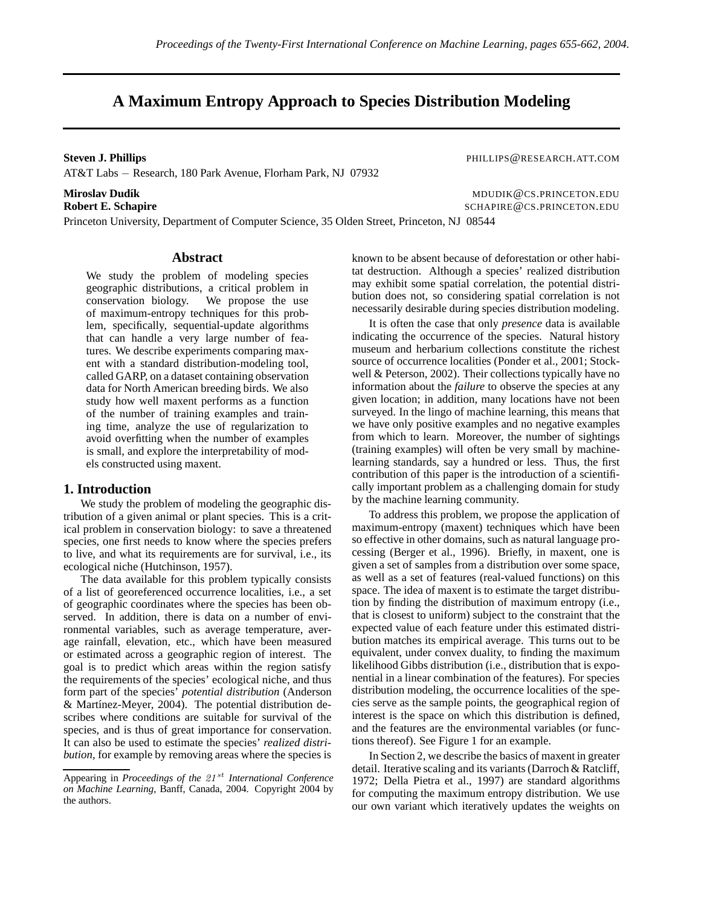# A Maximum Entropy Approach to Species Distribution Modeling

**Steven J. Phillips** PHILLIPS@RESEARCH.ATT.COM
AT&T Labs − Research, 180 Park Avenue, Florham Park, NJ 07932

**Miroslav Dudík** MDUDIK@CS.PRINCETON.EDU
**Robert E. Schapire** SCHAPIRE@CS.PRINCETON.EDU
Princeton University, Department of Computer Science, 35 Olden Street, Princeton, NJ 08544

## Abstract

We study the problem of modeling species geographic distributions, a critical problem in conservation biology. We propose the use of maximum-entropy techniques for this problem, specifically, sequential-update algorithms that can handle a very large number of features. We describe experiments comparing maxent with a standard distribution-modeling tool, called GARP, on a dataset containing observation data for North American breeding birds. We also study how well maxent performs as a function of the number of training examples and training time, analyze the use of regularization to avoid overfitting when the number of examples is small, and explore the interpretability of models constructed using maxent.

## 1. Introduction

We study the problem of modeling the geographic distribution of a given animal or plant species. This is a critical problem in conservation biology: to save a threatened species, one first needs to know where the species prefers to live, and what its requirements are for survival, i.e., its ecological niche (Hutchinson, 1957).

The data available for this problem typically consists of a list of georeferenced occurrence localities, i.e., a set of geographic coordinates where the species has been observed. In addition, there is data on a number of environmental variables, such as average temperature, average rainfall, elevation, etc., which have been measured or estimated across a geographic region of interest. The goal is to predict which areas within the region satisfy the requirements of the species' ecological niche, and thus form part of the species' *potential distribution* (Anderson & Martínez-Meyer, 2004). The potential distribution describes where conditions are suitable for survival of the species, and is thus of great importance for conservation. It can also be used to estimate the species' *realized distribution*, for example by removing areas where the species is known to be absent because of deforestation or other habitat destruction. Although a species' realized distribution may exhibit some spatial correlation, the potential distribution does not, so considering spatial correlation is not necessarily desirable during species distribution modeling.

It is often the case that only *presence* data is available indicating the occurrence of the species. Natural history museum and herbarium collections constitute the richest source of occurrence localities (Ponder et al., 2001; Stockwell & Peterson, 2002). Their collections typically have no information about the *failure* to observe the species at any given location; in addition, many locations have not been surveyed. In the lingo of machine learning, this means that we have only positive examples and no negative examples from which to learn. Moreover, the number of sightings (training examples) will often be very small by machine-learning standards, say a hundred or less. Thus, the first contribution of this paper is the introduction of a scientifically important problem as a challenging domain for study by the machine learning community.

To address this problem, we propose the application of maximum-entropy (maxent) techniques which have been so effective in other domains, such as natural language processing (Berger et al., 1996). Briefly, in maxent, one is given a set of samples from a distribution over some space, as well as a set of features (real-valued functions) on this space. The idea of maxent is to estimate the target distribution by finding the distribution of maximum entropy (i.e., that is closest to uniform) subject to the constraint that the expected value of each feature under this estimated distribution matches its empirical average. This turns out to be equivalent, under convex duality, to finding the maximum likelihood Gibbs distribution (i.e., distribution that is exponential in a linear combination of the features). For species distribution modeling, the occurrence localities of the species serve as the sample points, the geographical region of interest is the space on which this distribution is defined, and the features are the environmental variables (or functions thereof). See Figure 1 for an example.

In Section 2, we describe the basics of maxent in greater detail. Iterative scaling and its variants (Darroch & Ratcliff, 1972; Della Pietra et al., 1997) are standard algorithms for computing the maximum entropy distribution. We use our own variant which iteratively updates the weights on

Appearing in *Proceedings of the $21^{st}$ International Conference on Machine Learning*, Banff, Canada, 2004. Copyright 2004 by the authors.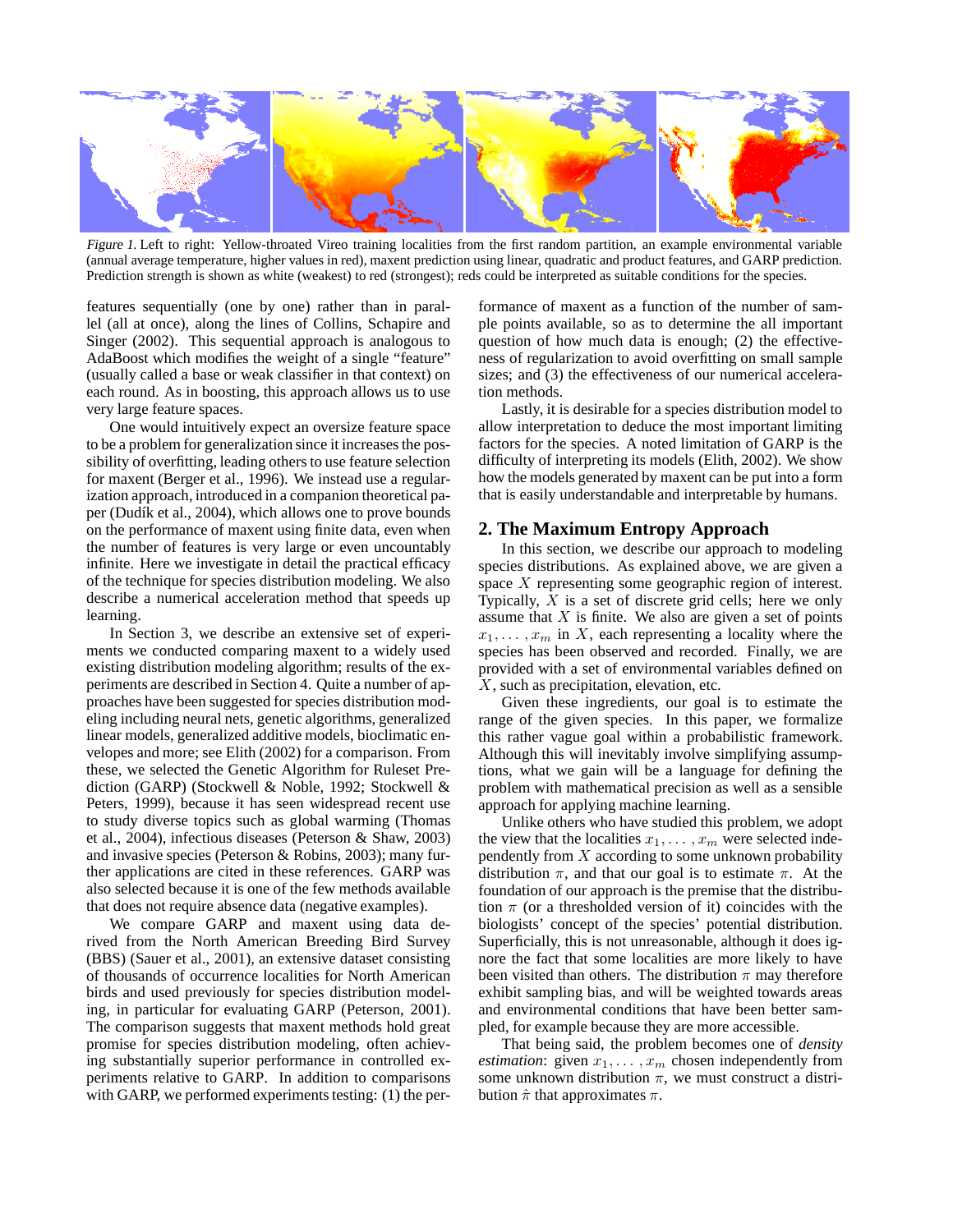*Figure 1.* Left to right: Yellow-throated Vireo training localities from the first random partition, an example environmental variable (annual average temperature, higher values in red), maxent prediction using linear, quadratic and product features, and GARP prediction. Prediction strength is shown as white (weakest) to red (strongest); reds could be interpreted as suitable conditions for the species.

features sequentially (one by one) rather than in parallel (all at once), along the lines of Collins, Schapire and Singer (2002). This sequential approach is analogous to AdaBoost which modifies the weight of a single "feature" (usually called a base or weak classifier in that context) on each round. As in boosting, this approach allows us to use very large feature spaces.

One would intuitively expect an oversize feature space to be a problem for generalization since it increases the possibility of overfitting, leading others to use feature selection for maxent (Berger et al., 1996). We instead use a regularization approach, introduced in a companion theoretical paper (Dudík et al., 2004), which allows one to prove bounds on the performance of maxent using finite data, even when the number of features is very large or even uncountably infinite. Here we investigate in detail the practical efficacy of the technique for species distribution modeling. We also describe a numerical acceleration method that speeds up learning.

In Section 3, we describe an extensive set of experiments we conducted comparing maxent to a widely used existing distribution modeling algorithm; results of the experiments are described in Section 4. Quite a number of approaches have been suggested for species distribution modeling including neural nets, genetic algorithms, generalized linear models, generalized additive models, bioclimatic envelopes and more; see Elith (2002) for a comparison. From these, we selected the Genetic Algorithm for Ruleset Prediction (GARP) (Stockwell & Noble, 1992; Stockwell & Peters, 1999), because it has seen widespread recent use to study diverse topics such as global warming (Thomas et al., 2004), infectious diseases (Peterson & Shaw, 2003) and invasive species (Peterson & Robins, 2003); many further applications are cited in these references. GARP was also selected because it is one of the few methods available that does not require absence data (negative examples).

We compare GARP and maxent using data derived from the North American Breeding Bird Survey (BBS) (Sauer et al., 2001), an extensive dataset consisting of thousands of occurrence localities for North American birds and used previously for species distribution modeling, in particular for evaluating GARP (Peterson, 2001). The comparison suggests that maxent methods hold great promise for species distribution modeling, often achieving substantially superior performance in controlled experiments relative to GARP. In addition to comparisons with GARP, we performed experiments testing: (1) the performance of maxent as a function of the number of sample points available, so as to determine the all important question of how much data is enough; (2) the effectiveness of regularization to avoid overfitting on small sample sizes; and (3) the effectiveness of our numerical acceleration methods.

Lastly, it is desirable for a species distribution model to allow interpretation to deduce the most important limiting factors for the species. A noted limitation of GARP is the difficulty of interpreting its models (Elith, 2002). We show how the models generated by maxent can be put into a form that is easily understandable and interpretable by humans.

## 2. The Maximum Entropy Approach

In this section, we describe our approach to modeling species distributions. As explained above, we are given a space $X$ representing some geographic region of interest. Typically, $X$ is a set of discrete grid cells; here we only assume that $X$ is finite. We also are given a set of points $x_1, \ldots, x_m$ in $X$, each representing a locality where the species has been observed and recorded. Finally, we are provided with a set of environmental variables defined on $X$, such as precipitation, elevation, etc.

Given these ingredients, our goal is to estimate the range of the given species. In this paper, we formalize this rather vague goal within a probabilistic framework. Although this will inevitably involve simplifying assumptions, what we gain will be a language for defining the problem with mathematical precision as well as a sensible approach for applying machine learning.

Unlike others who have studied this problem, we adopt the view that the localities $x_1, \ldots, x_m$ were selected independently from $X$ according to some unknown probability distribution $\pi$, and that our goal is to estimate $\pi$. At the foundation of our approach is the premise that the distribution $\pi$ (or a thresholded version of it) coincides with the biologists' concept of the species' potential distribution. Superficially, this is not unreasonable, although it does ignore the fact that some localities are more likely to have been visited than others. The distribution $\pi$ may therefore exhibit sampling bias, and will be weighted towards areas and environmental conditions that have been better sampled, for example because they are more accessible.

That being said, the problem becomes one of *density estimation*: given $x_1, \ldots, x_m$ chosen independently from some unknown distribution $\pi$, we must construct a distribution $\hat{\pi}$ that approximates $\pi$.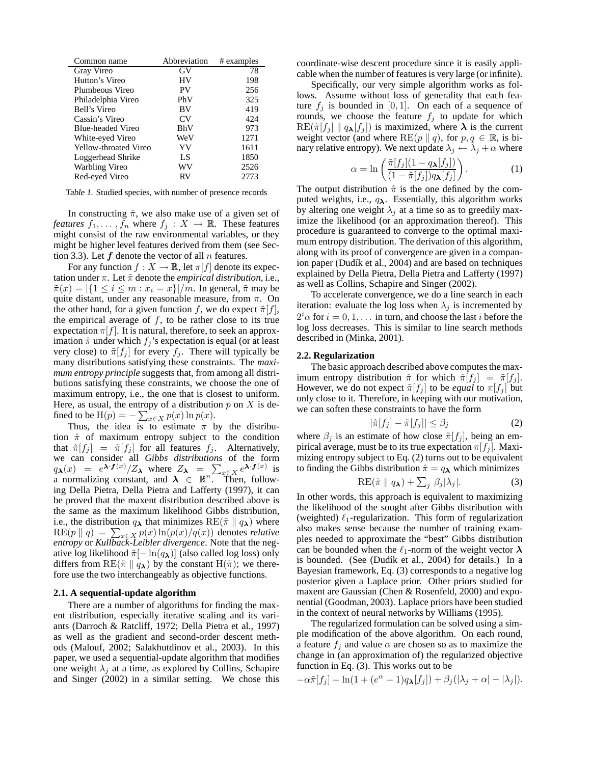| Common name | Abbreviation | # examples |
|---|---|---|
| Gray Vireo | GV | 78 |
| Hutton's Vireo | HV | 198 |
| Plumbeous Vireo | PV | 256 |
| Philadelphia Vireo | PhV | 325 |
| Bell's Vireo | BV | 419 |
| Cassin's Vireo | CV | 424 |
| Blue-headed Vireo | BhV | 973 |
| White-eyed Vireo | WeV | 1271 |
| Yellow-throated Vireo | YV | 1611 |
| Loggerhead Shrike | LS | 1850 |
| Warbling Vireo | WV | 2526 |
| Red-eyed Vireo | RV | 2773 |

*Table 1.* Studied species, with number of presence records

In constructing $\hat{\pi}$, we also make use of a given set of *features* $f_1, \ldots, f_n$ where $f_j : X \to \mathbb{R}$. These features might consist of the raw environmental variables, or they might be higher level features derived from them (see Section 3.3). Let $\boldsymbol{f}$ denote the vector of all $n$ features.

For any function $f : X \to \mathbb{R}$, let $\pi[f]$ denote its expectation under $\pi$. Let $\tilde{\pi}$ denote the *empirical distribution*, i.e., $\tilde{\pi}(x) = |\{1 \le i \le m : x_i = x\}|/m$. In general, $\tilde{\pi}$ may be quite distant, under any reasonable measure, from $\pi$. On the other hand, for a given function $f$, we do expect $\tilde{\pi}[f]$, the empirical average of $f$, to be rather close to its true expectation $\pi[f]$. It is natural, therefore, to seek an approximation $\hat{\pi}$ under which $f_j$'s expectation is equal (or at least very close) to $\tilde{\pi}[f_j]$ for every $f_j$. There will typically be many distributions satisfying these constraints. The *maximum entropy principle* suggests that, from among all distributions satisfying these constraints, we choose the one of maximum entropy, i.e., the one that is closest to uniform. Here, as usual, the entropy of a distribution $p$ on $X$ is defined to be $\mathrm{H}(p) = -\sum_{x \in X} p(x) \ln p(x)$.

Thus, the idea is to estimate $\pi$ by the distribution $\hat{\pi}$ of maximum entropy subject to the condition that $\hat{\pi}[f_j] = \tilde{\pi}[f_j]$ for all features $f_j$. Alternatively, we can consider all *Gibbs distributions* of the form $q_{\boldsymbol{\lambda}}(x) = e^{\boldsymbol{\lambda} \cdot \boldsymbol{f}(x)}/Z_{\boldsymbol{\lambda}}$ where $Z_{\boldsymbol{\lambda}} = \sum_{x \in X} e^{\boldsymbol{\lambda} \cdot \boldsymbol{f}(x)}$ is a normalizing constant, and $\boldsymbol{\lambda} \in \mathbb{R}^n$. Then, following Della Pietra, Della Pietra and Lafferty (1997), it can be proved that the maxent distribution described above is the same as the maximum likelihood Gibbs distribution, i.e., the distribution $q_{\boldsymbol{\lambda}}$ that minimizes $\mathrm{RE}(\tilde{\pi} \parallel q_{\boldsymbol{\lambda}})$ where $\mathrm{RE}(p \parallel q) = \sum_{x \in X} p(x) \ln(p(x)/q(x))$ denotes *relative entropy* or *Kullback-Leibler divergence*. Note that the negative log likelihood $\tilde{\pi}[-\ln(q_{\boldsymbol{\lambda}})]$ (also called log loss) only differs from $\mathrm{RE}(\tilde{\pi} \parallel q_{\boldsymbol{\lambda}})$ by the constant $\mathrm{H}(\tilde{\pi})$; we therefore use the two interchangeably as objective functions.

### 2.1. A sequential-update algorithm

There are a number of algorithms for finding the maxent distribution, especially iterative scaling and its variants (Darroch & Ratcliff, 1972; Della Pietra et al., 1997) as well as the gradient and second-order descent methods (Malouf, 2002; Salakhutdinov et al., 2003). In this paper, we used a sequential-update algorithm that modifies one weight $\lambda_j$ at a time, as explored by Collins, Schapire and Singer (2002) in a similar setting. We chose this coordinate-wise descent procedure since it is easily applicable when the number of features is very large (or infinite).

Specifically, our very simple algorithm works as follows. Assume without loss of generality that each feature $f_j$ is bounded in $[0, 1]$. On each of a sequence of rounds, we choose the feature $f_j$ to update for which $\mathrm{RE}(\tilde{\pi}[f_j] \parallel q_{\boldsymbol{\lambda}}[f_j])$ is maximized, where $\boldsymbol{\lambda}$ is the current weight vector (and where $\mathrm{RE}(p \parallel q)$, for $p, q \in \mathbb{R}$, is binary relative entropy). We next update $\lambda_j \leftarrow \lambda_j + \alpha$ where

$$\alpha = \ln\left(\frac{\tilde{\pi}[f_j](1 - q_{\boldsymbol{\lambda}}[f_j])}{(1 - \tilde{\pi}[f_j])q_{\boldsymbol{\lambda}}[f_j]}\right). \tag{1}$$

The output distribution $\hat{\pi}$ is the one defined by the computed weights, i.e., $q_{\boldsymbol{\lambda}}$. Essentially, this algorithm works by altering one weight $\lambda_j$ at a time so as to greedily maximize the likelihood (or an approximation thereof). This procedure is guaranteed to converge to the optimal maximum entropy distribution. The derivation of this algorithm, along with its proof of convergence are given in a companion paper (Dudík et al., 2004) and are based on techniques explained by Della Pietra, Della Pietra and Lafferty (1997) as well as Collins, Schapire and Singer (2002).

To accelerate convergence, we do a line search in each iteration: evaluate the log loss when $\lambda_j$ is incremented by $2^i\alpha$ for $i = 0, 1, \ldots$ in turn, and choose the last $i$ before the log loss decreases. This is similar to line search methods described in (Minka, 2001).

### 2.2. Regularization

The basic approach described above computes the maximum entropy distribution $\hat{\pi}$ for which $\hat{\pi}[f_j] = \tilde{\pi}[f_j]$. However, we do not expect $\tilde{\pi}[f_j]$ to be *equal* to $\pi[f_j]$ but only close to it. Therefore, in keeping with our motivation, we can soften these constraints to have the form

$$|\hat{\pi}[f_j] - \tilde{\pi}[f_j]| \le \beta_j \tag{2}$$

where $\beta_j$ is an estimate of how close $\tilde{\pi}[f_j]$, being an empirical average, must be to its true expectation $\pi[f_j]$. Maximizing entropy subject to Eq. (2) turns out to be equivalent to finding the Gibbs distribution $\hat{\pi} = q_{\boldsymbol{\lambda}}$ which minimizes

$$\mathrm{RE}(\tilde{\pi} \parallel q_{\boldsymbol{\lambda}}) + \textstyle\sum_j \beta_j |\lambda_j|. \tag{3}$$

In other words, this approach is equivalent to maximizing the likelihood of the sought after Gibbs distribution with (weighted) $\ell_1$-regularization. This form of regularization also makes sense because the number of training examples needed to approximate the "best" Gibbs distribution can be bounded when the $\ell_1$-norm of the weight vector $\boldsymbol{\lambda}$ is bounded. (See (Dudík et al., 2004) for details.) In a Bayesian framework, Eq. (3) corresponds to a negative log posterior given a Laplace prior. Other priors studied for maxent are Gaussian (Chen & Rosenfeld, 2000) and exponential (Goodman, 2003). Laplace priors have been studied in the context of neural networks by Williams (1995).

The regularized formulation can be solved using a simple modification of the above algorithm. On each round, a feature $f_j$ and value $\alpha$ are chosen so as to maximize the change in (an approximation of) the regularized objective function in Eq. (3). This works out to be

$$-\alpha\tilde{\pi}[f_j] + \ln(1 + (e^\alpha - 1)q_{\boldsymbol{\lambda}}[f_j]) + \beta_j(|\lambda_j + \alpha| - |\lambda_j|).$$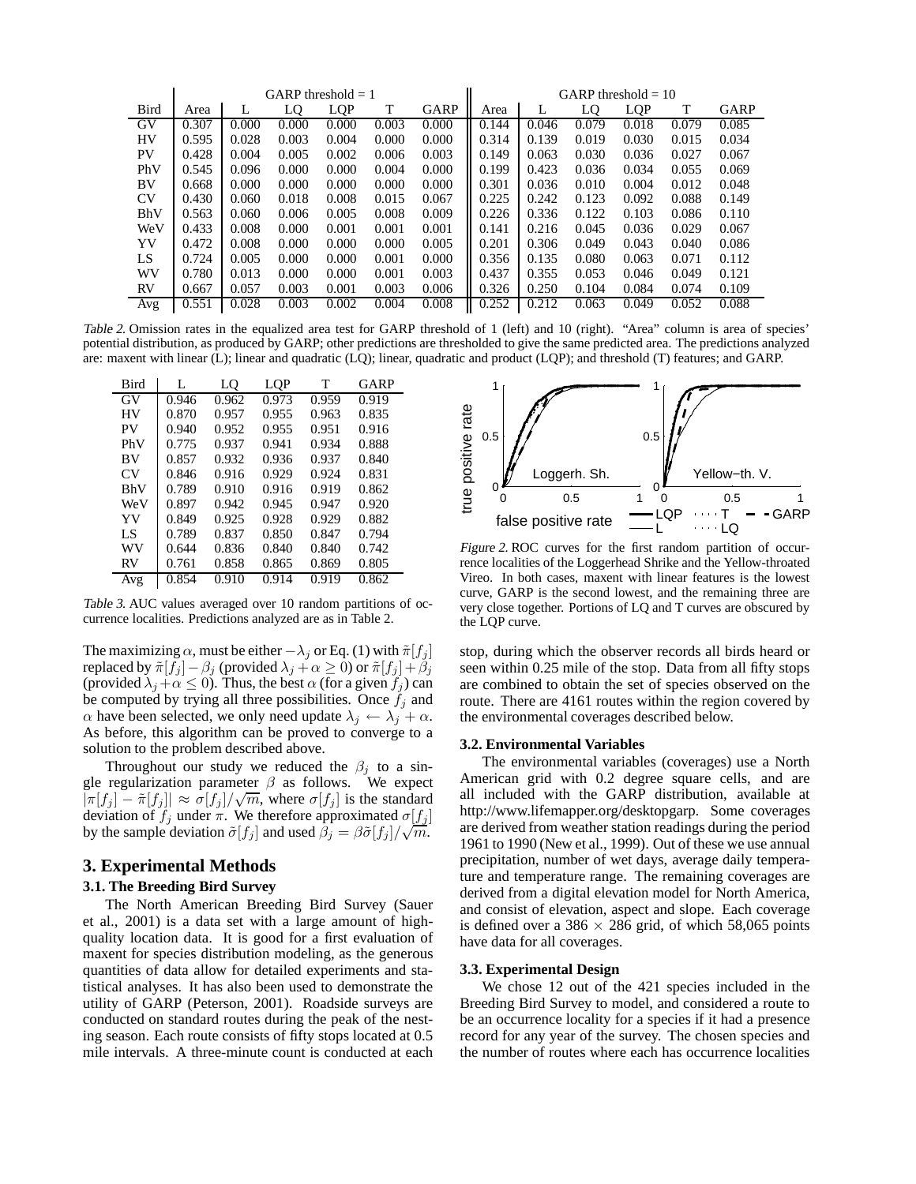| Bird | GARP threshold = 1 | | | | | | GARP threshold = 10 | | | | | |
|---|---|---|---|---|---|---|---|---|---|---|---|---|
| | Area | L | LQ | LQP | T | GARP | Area | L | LQ | LQP | T | GARP |
| GV | 0.307 | 0.000 | 0.000 | 0.000 | 0.003 | 0.000 | 0.144 | 0.046 | 0.079 | 0.018 | 0.079 | 0.085 |
| HV | 0.595 | 0.028 | 0.003 | 0.004 | 0.000 | 0.000 | 0.314 | 0.139 | 0.019 | 0.030 | 0.015 | 0.034 |
| PV | 0.428 | 0.004 | 0.005 | 0.002 | 0.006 | 0.003 | 0.149 | 0.063 | 0.030 | 0.036 | 0.027 | 0.067 |
| PhV | 0.545 | 0.096 | 0.000 | 0.000 | 0.004 | 0.000 | 0.199 | 0.423 | 0.036 | 0.034 | 0.055 | 0.069 |
| BV | 0.668 | 0.000 | 0.000 | 0.000 | 0.000 | 0.000 | 0.301 | 0.036 | 0.010 | 0.004 | 0.012 | 0.048 |
| CV | 0.430 | 0.060 | 0.018 | 0.008 | 0.015 | 0.067 | 0.225 | 0.242 | 0.123 | 0.092 | 0.088 | 0.149 |
| BhV | 0.563 | 0.060 | 0.006 | 0.005 | 0.008 | 0.009 | 0.226 | 0.336 | 0.122 | 0.103 | 0.086 | 0.110 |
| WeV | 0.433 | 0.008 | 0.000 | 0.001 | 0.001 | 0.001 | 0.141 | 0.216 | 0.045 | 0.036 | 0.029 | 0.067 |
| YV | 0.472 | 0.008 | 0.000 | 0.000 | 0.000 | 0.005 | 0.201 | 0.306 | 0.049 | 0.043 | 0.040 | 0.086 |
| LS | 0.724 | 0.005 | 0.000 | 0.000 | 0.001 | 0.000 | 0.356 | 0.135 | 0.080 | 0.063 | 0.071 | 0.112 |
| WV | 0.780 | 0.013 | 0.000 | 0.000 | 0.001 | 0.003 | 0.437 | 0.355 | 0.053 | 0.046 | 0.049 | 0.121 |
| RV | 0.667 | 0.057 | 0.003 | 0.001 | 0.003 | 0.006 | 0.326 | 0.250 | 0.104 | 0.084 | 0.074 | 0.109 |
| Avg | 0.551 | 0.028 | 0.003 | 0.002 | 0.004 | 0.008 | 0.252 | 0.212 | 0.063 | 0.049 | 0.052 | 0.088 |

*Table 2.* Omission rates in the equalized area test for GARP threshold of 1 (left) and 10 (right). "Area" column is area of species' potential distribution, as produced by GARP; other predictions are thresholded to give the same predicted area. The predictions analyzed are: maxent with linear (L); linear and quadratic (LQ); linear, quadratic and product (LQP); and threshold (T) features; and GARP.

| Bird | L | LQ | LQP | T | GARP |
|---|---|---|---|---|---|
| GV | 0.946 | 0.962 | 0.973 | 0.959 | 0.919 |
| HV | 0.870 | 0.957 | 0.955 | 0.963 | 0.835 |
| PV | 0.940 | 0.952 | 0.955 | 0.951 | 0.916 |
| PhV | 0.775 | 0.937 | 0.941 | 0.934 | 0.888 |
| BV | 0.857 | 0.932 | 0.936 | 0.937 | 0.840 |
| CV | 0.846 | 0.916 | 0.929 | 0.924 | 0.831 |
| BhV | 0.789 | 0.910 | 0.916 | 0.919 | 0.862 |
| WeV | 0.897 | 0.942 | 0.945 | 0.947 | 0.920 |
| YV | 0.849 | 0.925 | 0.928 | 0.929 | 0.882 |
| LS | 0.789 | 0.837 | 0.850 | 0.847 | 0.794 |
| WV | 0.644 | 0.836 | 0.840 | 0.840 | 0.742 |
| RV | 0.761 | 0.858 | 0.865 | 0.869 | 0.805 |
| Avg | 0.854 | 0.910 | 0.914 | 0.919 | 0.862 |

*Table 3.* AUC values averaged over 10 random partitions of occurrence localities. Predictions analyzed are as in Table 2.

*Figure 2.* ROC curves for the first random partition of occurrence localities of the Loggerhead Shrike and the Yellow-throated Vireo. In both cases, maxent with linear features is the lowest curve, GARP is the second lowest, and the remaining three are very close together. Portions of LQ and T curves are obscured by the LQP curve.

The maximizing $\alpha$, must be either $-\lambda_j$ or Eq. (1) with $\tilde{\pi}[f_j]$ replaced by $\tilde{\pi}[f_j] - \beta_j$ (provided $\lambda_j + \alpha \geq 0$) or $\tilde{\pi}[f_j] + \beta_j$ (provided $\lambda_j + \alpha \leq 0$). Thus, the best $\alpha$ (for a given $f_j$) can be computed by trying all three possibilities. Once $f_j$ and $\alpha$ have been selected, we only need update $\lambda_j \leftarrow \lambda_j + \alpha$. As before, this algorithm can be proved to converge to a solution to the problem described above.

Throughout our study we reduced the $\beta_j$ to a single regularization parameter $\beta$ as follows. We expect $|\pi[f_j] - \tilde{\pi}[f_j]| \approx \sigma[f_j]/\sqrt{m}$, where $\sigma[f_j]$ is the standard deviation of $f_j$ under $\pi$. We therefore approximated $\sigma[f_j]$ by the sample deviation $\tilde{\sigma}[f_j]$ and used $\beta_j = \beta\tilde{\sigma}[f_j]/\sqrt{m}$.

## 3. Experimental Methods

### 3.1. The Breeding Bird Survey

The North American Breeding Bird Survey (Sauer et al., 2001) is a data set with a large amount of high-quality location data. It is good for a first evaluation of maxent for species distribution modeling, as the generous quantities of data allow for detailed experiments and statistical analyses. It has also been used to demonstrate the utility of GARP (Peterson, 2001). Roadside surveys are conducted on standard routes during the peak of the nesting season. Each route consists of fifty stops located at 0.5 mile intervals. A three-minute count is conducted at each stop, during which the observer records all birds heard or seen within 0.25 mile of the stop. Data from all fifty stops are combined to obtain the set of species observed on the route. There are 4161 routes within the region covered by the environmental coverages described below.

### 3.2. Environmental Variables

The environmental variables (coverages) use a North American grid with 0.2 degree square cells, and are all included with the GARP distribution, available at http://www.lifemapper.org/desktopgarp. Some coverages are derived from weather station readings during the period 1961 to 1990 (New et al., 1999). Out of these we use annual precipitation, number of wet days, average daily temperature and temperature range. The remaining coverages are derived from a digital elevation model for North America, and consist of elevation, aspect and slope. Each coverage is defined over a 386 $\times$ 286 grid, of which 58,065 points have data for all coverages.

### 3.3. Experimental Design

We chose 12 out of the 421 species included in the Breeding Bird Survey to model, and considered a route to be an occurrence locality for a species if it had a presence record for any year of the survey. The chosen species and the number of routes where each has occurrence localities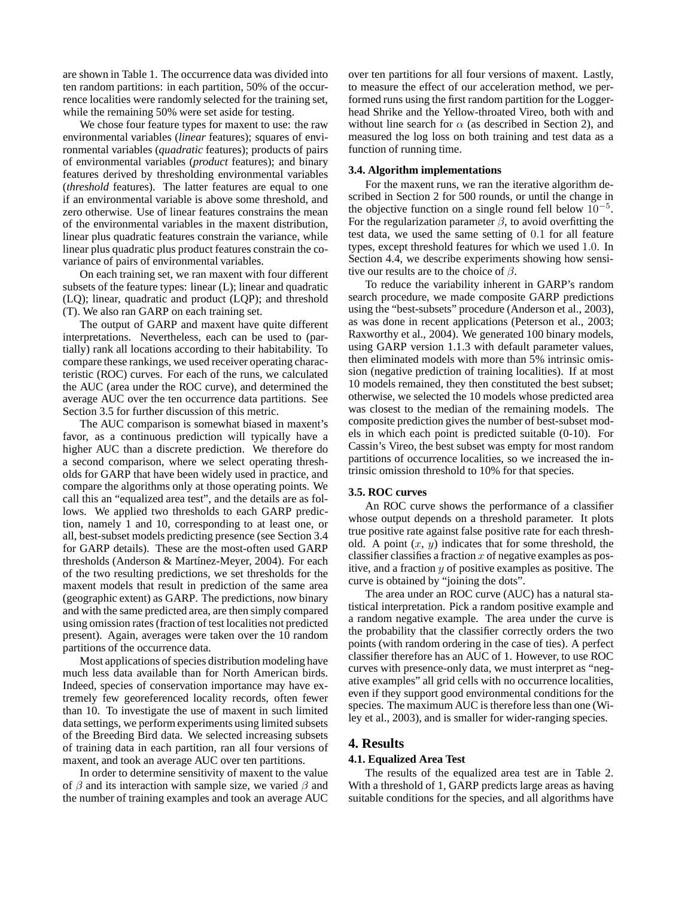are shown in Table 1. The occurrence data was divided into ten random partitions: in each partition, 50% of the occurrence localities were randomly selected for the training set, while the remaining 50% were set aside for testing.

We chose four feature types for maxent to use: the raw environmental variables (*linear* features); squares of environmental variables (*quadratic* features); products of pairs of environmental variables (*product* features); and binary features derived by thresholding environmental variables (*threshold* features). The latter features are equal to one if an environmental variable is above some threshold, and zero otherwise. Use of linear features constrains the mean of the environmental variables in the maxent distribution, linear plus quadratic features constrain the variance, while linear plus quadratic plus product features constrain the covariance of pairs of environmental variables.

On each training set, we ran maxent with four different subsets of the feature types: linear (L); linear and quadratic (LQ); linear, quadratic and product (LQP); and threshold (T). We also ran GARP on each training set.

The output of GARP and maxent have quite different interpretations. Nevertheless, each can be used to (partially) rank all locations according to their habitability. To compare these rankings, we used receiver operating characteristic (ROC) curves. For each of the runs, we calculated the AUC (area under the ROC curve), and determined the average AUC over the ten occurrence data partitions. See Section 3.5 for further discussion of this metric.

The AUC comparison is somewhat biased in maxent's favor, as a continuous prediction will typically have a higher AUC than a discrete prediction. We therefore do a second comparison, where we select operating thresholds for GARP that have been widely used in practice, and compare the algorithms only at those operating points. We call this an "equalized area test", and the details are as follows. We applied two thresholds to each GARP prediction, namely 1 and 10, corresponding to at least one, or all, best-subset models predicting presence (see Section 3.4 for GARP details). These are the most-often used GARP thresholds (Anderson & Martínez-Meyer, 2004). For each of the two resulting predictions, we set thresholds for the maxent models that result in prediction of the same area (geographic extent) as GARP. The predictions, now binary and with the same predicted area, are then simply compared using omission rates (fraction of test localities not predicted present). Again, averages were taken over the 10 random partitions of the occurrence data.

Most applications of species distribution modeling have much less data available than for North American birds. Indeed, species of conservation importance may have extremely few georeferenced locality records, often fewer than 10. To investigate the use of maxent in such limited data settings, we perform experiments using limited subsets of the Breeding Bird data. We selected increasing subsets of training data in each partition, ran all four versions of maxent, and took an average AUC over ten partitions.

In order to determine sensitivity of maxent to the value of $\beta$ and its interaction with sample size, we varied $\beta$ and the number of training examples and took an average AUC over ten partitions for all four versions of maxent. Lastly, to measure the effect of our acceleration method, we performed runs using the first random partition for the Loggerhead Shrike and the Yellow-throated Vireo, both with and without line search for $\alpha$ (as described in Section 2), and measured the log loss on both training and test data as a function of running time.

### 3.4. Algorithm implementations

For the maxent runs, we ran the iterative algorithm described in Section 2 for 500 rounds, or until the change in the objective function on a single round fell below $10^{-5}$. For the regularization parameter $\beta$, to avoid overfitting the test data, we used the same setting of $0.1$ for all feature types, except threshold features for which we used $1.0$. In Section 4.4, we describe experiments showing how sensitive our results are to the choice of $\beta$.

To reduce the variability inherent in GARP's random search procedure, we made composite GARP predictions using the "best-subsets" procedure (Anderson et al., 2003), as was done in recent applications (Peterson et al., 2003; Raxworthy et al., 2004). We generated 100 binary models, using GARP version 1.1.3 with default parameter values, then eliminated models with more than 5% intrinsic omission (negative prediction of training localities). If at most 10 models remained, they then constituted the best subset; otherwise, we selected the 10 models whose predicted area was closest to the median of the remaining models. The composite prediction gives the number of best-subset models in which each point is predicted suitable (0-10). For Cassin's Vireo, the best subset was empty for most random partitions of occurrence localities, so we increased the intrinsic omission threshold to 10% for that species.

### 3.5. ROC curves

An ROC curve shows the performance of a classifier whose output depends on a threshold parameter. It plots true positive rate against false positive rate for each threshold. A point ($x$, $y$) indicates that for some threshold, the classifier classifies a fraction $x$ of negative examples as positive, and a fraction $y$ of positive examples as positive. The curve is obtained by "joining the dots".

The area under an ROC curve (AUC) has a natural statistical interpretation. Pick a random positive example and a random negative example. The area under the curve is the probability that the classifier correctly orders the two points (with random ordering in the case of ties). A perfect classifier therefore has an AUC of 1. However, to use ROC curves with presence-only data, we must interpret as "negative examples" all grid cells with no occurrence localities, even if they support good environmental conditions for the species. The maximum AUC is therefore less than one (Wiley et al., 2003), and is smaller for wider-ranging species.

## 4. Results

### 4.1. Equalized Area Test

The results of the equalized area test are in Table 2. With a threshold of 1, GARP predicts large areas as having suitable conditions for the species, and all algorithms have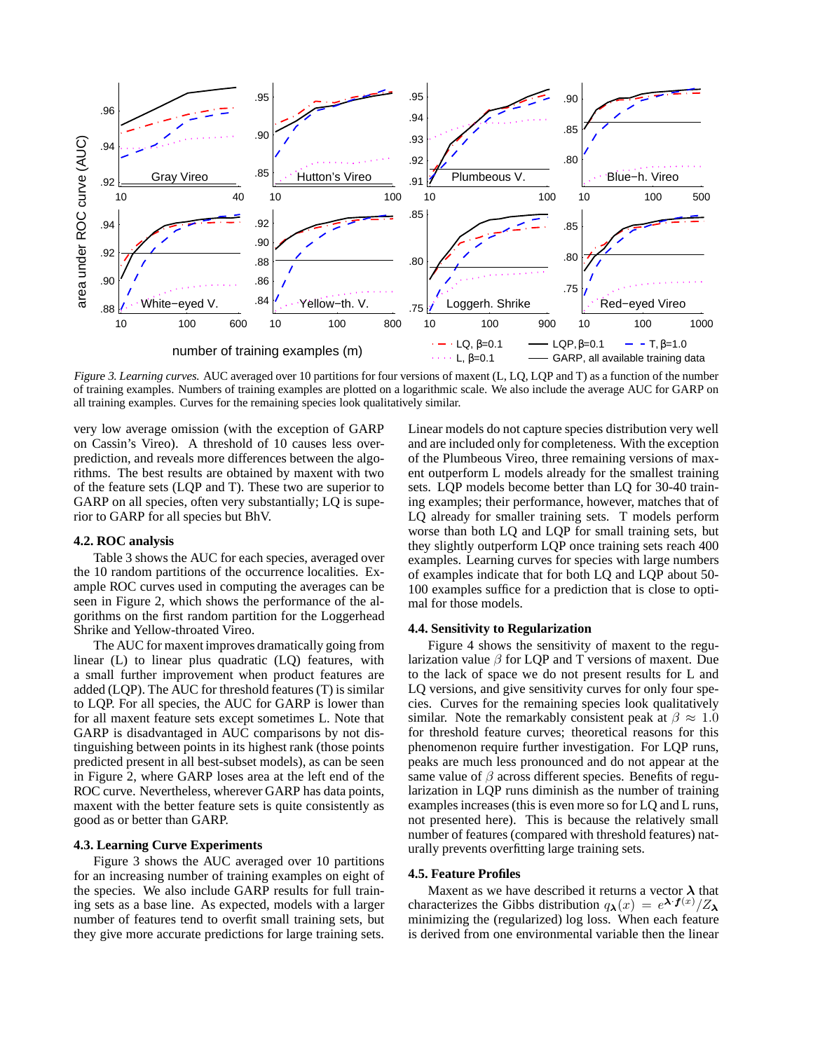*Figure 3. Learning curves.* AUC averaged over 10 partitions for four versions of maxent (L, LQ, LQP and T) as a function of the number of training examples. Numbers of training examples are plotted on a logarithmic scale. We also include the average AUC for GARP on all training examples. Curves for the remaining species look qualitatively similar.

very low average omission (with the exception of GARP on Cassin's Vireo). A threshold of 10 causes less overprediction, and reveals more differences between the algorithms. The best results are obtained by maxent with two of the feature sets (LQP and T). These two are superior to GARP on all species, often very substantially; LQ is superior to GARP for all species but BhV.

### 4.2. ROC analysis

Table 3 shows the AUC for each species, averaged over the 10 random partitions of the occurrence localities. Example ROC curves used in computing the averages can be seen in Figure 2, which shows the performance of the algorithms on the first random partition for the Loggerhead Shrike and Yellow-throated Vireo.

The AUC for maxent improves dramatically going from linear (L) to linear plus quadratic (LQ) features, with a small further improvement when product features are added (LQP). The AUC for threshold features (T) is similar to LQP. For all species, the AUC for GARP is lower than for all maxent feature sets except sometimes L. Note that GARP is disadvantaged in AUC comparisons by not distinguishing between points in its highest rank (those points predicted present in all best-subset models), as can be seen in Figure 2, where GARP loses area at the left end of the ROC curve. Nevertheless, wherever GARP has data points, maxent with the better feature sets is quite consistently as good as or better than GARP.

### 4.3. Learning Curve Experiments

Figure 3 shows the AUC averaged over 10 partitions for an increasing number of training examples on eight of the species. We also include GARP results for full training sets as a base line. As expected, models with a larger number of features tend to overfit small training sets, but they give more accurate predictions for large training sets. Linear models do not capture species distribution very well and are included only for completeness. With the exception of the Plumbeous Vireo, three remaining versions of maxent outperform L models already for the smallest training sets. LQP models become better than LQ for 30-40 training examples; their performance, however, matches that of LQ already for smaller training sets. T models perform worse than both LQ and LQP for small training sets, but they slightly outperform LQP once training sets reach 400 examples. Learning curves for species with large numbers of examples indicate that for both LQ and LQP about 50-100 examples suffice for a prediction that is close to optimal for those models.

### 4.4. Sensitivity to Regularization

Figure 4 shows the sensitivity of maxent to the regularization value $\beta$ for LQP and T versions of maxent. Due to the lack of space we do not present results for L and LQ versions, and give sensitivity curves for only four species. Curves for the remaining species look qualitatively similar. Note the remarkably consistent peak at $\beta \approx 1.0$ for threshold feature curves; theoretical reasons for this phenomenon require further investigation. For LQP runs, peaks are much less pronounced and do not appear at the same value of $\beta$ across different species. Benefits of regularization in LQP runs diminish as the number of training examples increases (this is even more so for LQ and L runs, not presented here). This is because the relatively small number of features (compared with threshold features) naturally prevents overfitting large training sets.

### 4.5. Feature Profiles

Maxent as we have described it returns a vector $\boldsymbol{\lambda}$ that characterizes the Gibbs distribution $q_{\boldsymbol{\lambda}}(x) = e^{\boldsymbol{\lambda} \cdot \boldsymbol{f}(x)}/Z_{\boldsymbol{\lambda}}$ minimizing the (regularized) log loss. When each feature is derived from one environmental variable then the linear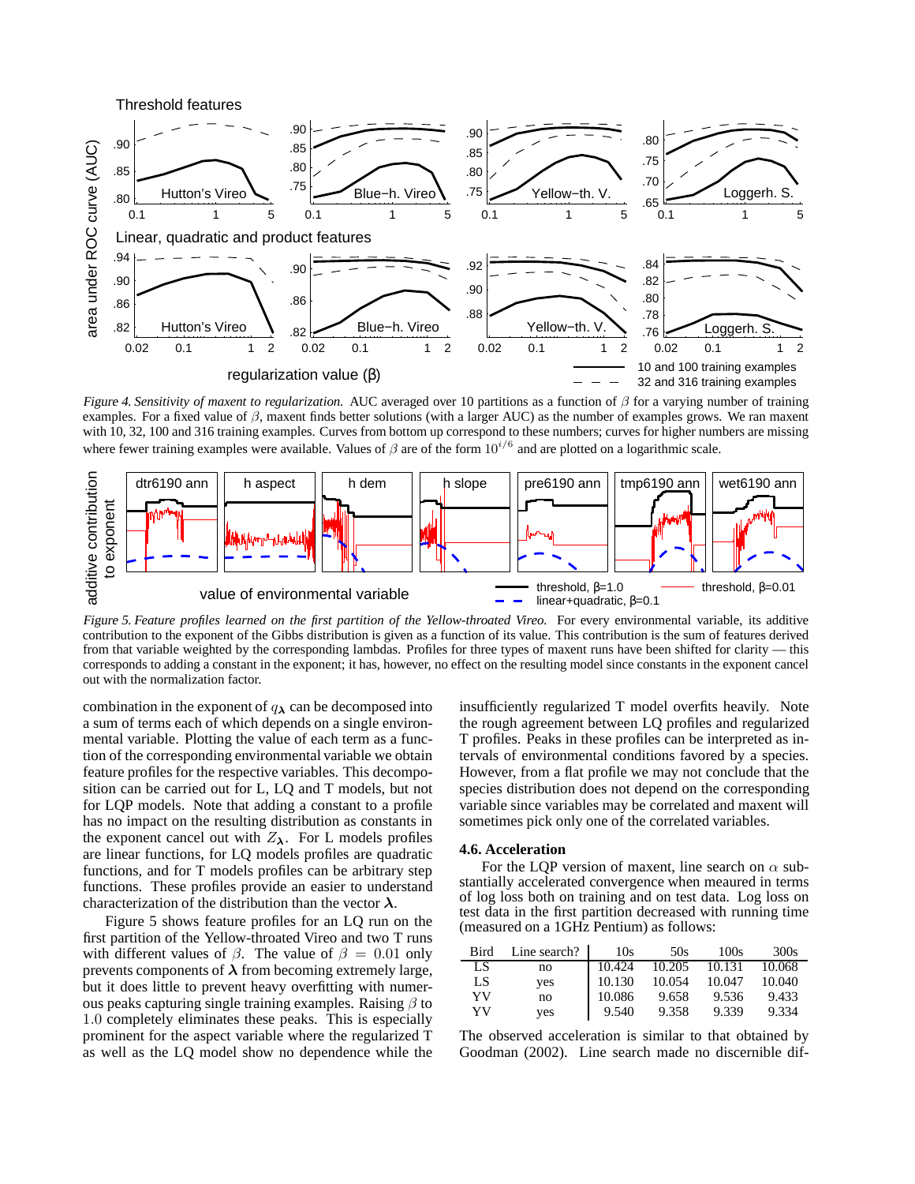*Figure 4. Sensitivity of maxent to regularization.* AUC averaged over 10 partitions as a function of $\beta$ for a varying number of training examples. For a fixed value of $\beta$, maxent finds better solutions (with a larger AUC) as the number of examples grows. We ran maxent with 10, 32, 100 and 316 training examples. Curves from bottom up correspond to these numbers; curves for higher numbers are missing where fewer training examples were available. Values of $\beta$ are of the form $10^{i/6}$ and are plotted on a logarithmic scale.

*Figure 5. Feature profiles learned on the first partition of the Yellow-throated Vireo.* For every environmental variable, its additive contribution to the exponent of the Gibbs distribution is given as a function of its value. This contribution is the sum of features derived from that variable weighted by the corresponding lambdas. Profiles for three types of maxent runs have been shifted for clarity — this corresponds to adding a constant in the exponent; it has, however, no effect on the resulting model since constants in the exponent cancel out with the normalization factor.

combination in the exponent of $q_{\boldsymbol{\lambda}}$ can be decomposed into a sum of terms each of which depends on a single environmental variable. Plotting the value of each term as a function of the corresponding environmental variable we obtain feature profiles for the respective variables. This decomposition can be carried out for L, LQ and T models, but not for LQP models. Note that adding a constant to a profile has no impact on the resulting distribution as constants in the exponent cancel out with $Z_{\boldsymbol{\lambda}}$. For L models profiles are linear functions, for LQ models profiles are quadratic functions, and for T models profiles can be arbitrary step functions. These profiles provide an easier to understand characterization of the distribution than the vector $\boldsymbol{\lambda}$.

Figure 5 shows feature profiles for an LQ run on the first partition of the Yellow-throated Vireo and two T runs with different values of $\beta$. The value of $\beta = 0.01$ only prevents components of $\boldsymbol{\lambda}$ from becoming extremely large, but it does little to prevent heavy overfitting with numerous peaks capturing single training examples. Raising $\beta$ to $1.0$ completely eliminates these peaks. This is especially prominent for the aspect variable where the regularized T as well as the LQ model show no dependence while the insufficiently regularized T model overfits heavily. Note the rough agreement between LQ profiles and regularized T profiles. Peaks in these profiles can be interpreted as intervals of environmental conditions favored by a species. However, from a flat profile we may not conclude that the species distribution does not depend on the corresponding variable since variables may be correlated and maxent will sometimes pick only one of the correlated variables.

### 4.6. Acceleration

For the LQP version of maxent, line search on $\alpha$ substantially accelerated convergence when meaured in terms of log loss both on training and on test data. Log loss on test data in the first partition decreased with running time (measured on a 1GHz Pentium) as follows:

| Bird | Line search? | 10s | 50s | 100s | 300s |
|---|---|---|---|---|---|
| LS | no | 10.424 | 10.205 | 10.131 | 10.068 |
| LS | yes | 10.130 | 10.054 | 10.047 | 10.040 |
| YV | no | 10.086 | 9.658 | 9.536 | 9.433 |
| YV | yes | 9.540 | 9.358 | 9.339 | 9.334 |

The observed acceleration is similar to that obtained by Goodman (2002). Line search made no discernible dif-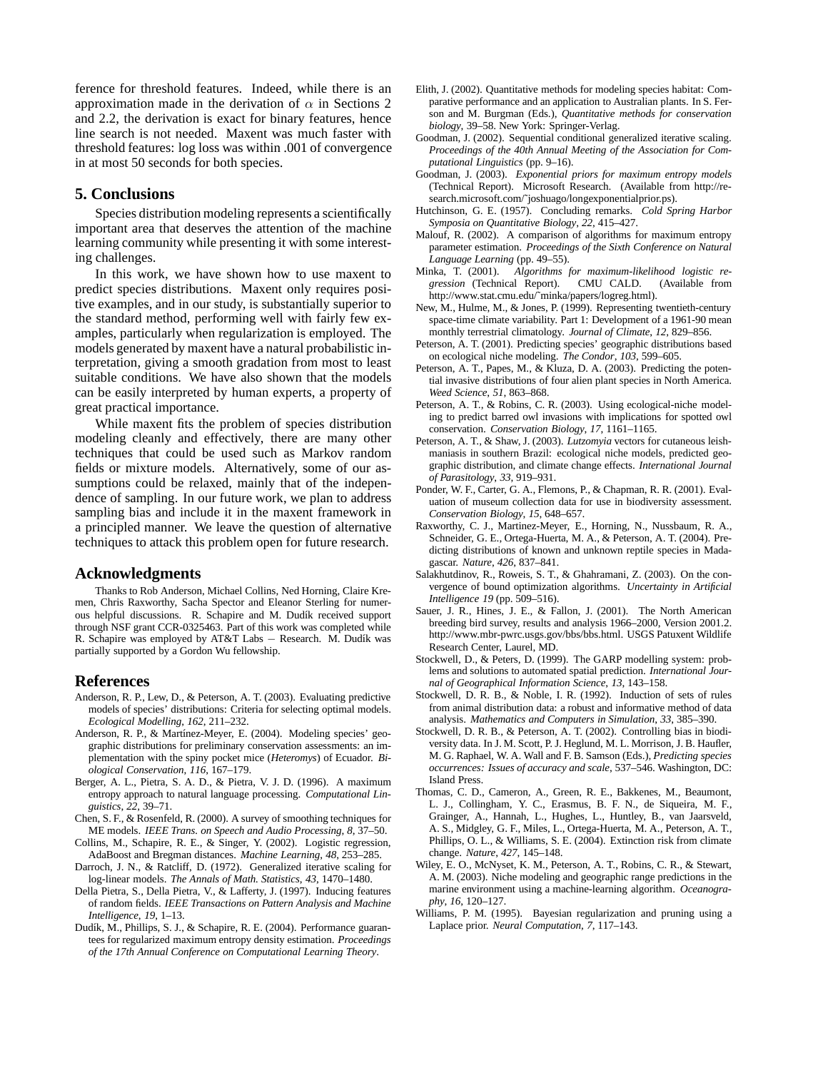ference for threshold features. Indeed, while there is an approximation made in the derivation of $\alpha$ in Sections 2 and 2.2, the derivation is exact for binary features, hence line search is not needed. Maxent was much faster with threshold features: log loss was within .001 of convergence in at most 50 seconds for both species.

## 5. Conclusions

Species distribution modeling represents a scientifically important area that deserves the attention of the machine learning community while presenting it with some interesting challenges.

In this work, we have shown how to use maxent to predict species distributions. Maxent only requires positive examples, and in our study, is substantially superior to the standard method, performing well with fairly few examples, particularly when regularization is employed. The models generated by maxent have a natural probabilistic interpretation, giving a smooth gradation from most to least suitable conditions. We have also shown that the models can be easily interpreted by human experts, a property of great practical importance.

While maxent fits the problem of species distribution modeling cleanly and effectively, there are many other techniques that could be used such as Markov random fields or mixture models. Alternatively, some of our assumptions could be relaxed, mainly that of the independence of sampling. In our future work, we plan to address sampling bias and include it in the maxent framework in a principled manner. We leave the question of alternative techniques to attack this problem open for future research.

## Acknowledgments

Thanks to Rob Anderson, Michael Collins, Ned Horning, Claire Kremen, Chris Raxworthy, Sacha Spector and Eleanor Sterling for numerous helpful discussions. R. Schapire and M. Dudík received support through NSF grant CCR-0325463. Part of this work was completed while R. Schapire was employed by AT&T Labs – Research. M. Dudík was partially supported by a Gordon Wu fellowship.

## References

Anderson, R. P., Lew, D., & Peterson, A. T. (2003). Evaluating predictive models of species' distributions: Criteria for selecting optimal models. *Ecological Modelling*, *162*, 211–232.

Anderson, R. P., & Martínez-Meyer, E. (2004). Modeling species' geographic distributions for preliminary conservation assessments: an implementation with the spiny pocket mice (*Heteromys*) of Ecuador. *Biological Conservation*, *116*, 167–179.

Berger, A. L., Pietra, S. A. D., & Pietra, V. J. D. (1996). A maximum entropy approach to natural language processing. *Computational Linguistics*, *22*, 39–71.

Chen, S. F., & Rosenfeld, R. (2000). A survey of smoothing techniques for ME models. *IEEE Trans. on Speech and Audio Processing*, *8*, 37–50.

Collins, M., Schapire, R. E., & Singer, Y. (2002). Logistic regression, AdaBoost and Bregman distances. *Machine Learning*, *48*, 253–285.

Darroch, J. N., & Ratcliff, D. (1972). Generalized iterative scaling for log-linear models. *The Annals of Math. Statistics*, *43*, 1470–1480.

Della Pietra, S., Della Pietra, V., & Lafferty, J. (1997). Inducing features of random fields. *IEEE Transactions on Pattern Analysis and Machine Intelligence*, *19*, 1–13.

Dudík, M., Phillips, S. J., & Schapire, R. E. (2004). Performance guarantees for regularized maximum entropy density estimation. *Proceedings of the 17th Annual Conference on Computational Learning Theory*.

Elith, J. (2002). Quantitative methods for modeling species habitat: Comparative performance and an application to Australian plants. In S. Ferson and M. Burgman (Eds.), *Quantitative methods for conservation biology*, 39–58. New York: Springer-Verlag.

Goodman, J. (2002). Sequential conditional generalized iterative scaling. *Proceedings of the 40th Annual Meeting of the Association for Computational Linguistics* (pp. 9–16).

Goodman, J. (2003). *Exponential priors for maximum entropy models* (Technical Report). Microsoft Research. (Available from http://research.microsoft.com/~joshuago/longexponentialprior.ps).

Hutchinson, G. E. (1957). Concluding remarks. *Cold Spring Harbor Symposia on Quantitative Biology*, *22*, 415–427.

Malouf, R. (2002). A comparison of algorithms for maximum entropy parameter estimation. *Proceedings of the Sixth Conference on Natural Language Learning* (pp. 49–55).

Minka, T. (2001). *Algorithms for maximum-likelihood logistic regression* (Technical Report). CMU CALD. (Available from http://www.stat.cmu.edu/~minka/papers/logreg.html).

New, M., Hulme, M., & Jones, P. (1999). Representing twentieth-century space-time climate variability. Part 1: Development of a 1961-90 mean monthly terrestrial climatology. *Journal of Climate*, *12*, 829–856.

Peterson, A. T. (2001). Predicting species' geographic distributions based on ecological niche modeling. *The Condor*, *103*, 599–605.

Peterson, A. T., Papes, M., & Kluza, D. A. (2003). Predicting the potential invasive distributions of four alien plant species in North America. *Weed Science*, *51*, 863–868.

Peterson, A. T., & Robins, C. R. (2003). Using ecological-niche modeling to predict barred owl invasions with implications for spotted owl conservation. *Conservation Biology*, *17*, 1161–1165.

Peterson, A. T., & Shaw, J. (2003). *Lutzomyia* vectors for cutaneous leishmaniasis in southern Brazil: ecological niche models, predicted geographic distribution, and climate change effects. *International Journal of Parasitology*, *33*, 919–931.

Ponder, W. F., Carter, G. A., Flemons, P., & Chapman, R. R. (2001). Evaluation of museum collection data for use in biodiversity assessment. *Conservation Biology*, *15*, 648–657.

Raxworthy, C. J., Martinez-Meyer, E., Horning, N., Nussbaum, R. A., Schneider, G. E., Ortega-Huerta, M. A., & Peterson, A. T. (2004). Predicting distributions of known and unknown reptile species in Madagascar. *Nature*, *426*, 837–841.

Salakhutdinov, R., Roweis, S. T., & Ghahramani, Z. (2003). On the convergence of bound optimization algorithms. *Uncertainty in Artificial Intelligence 19* (pp. 509–516).

Sauer, J. R., Hines, J. E., & Fallon, J. (2001). The North American breeding bird survey, results and analysis 1966–2000, Version 2001.2. http://www.mbr-pwrc.usgs.gov/bbs/bbs.html. USGS Patuxent Wildlife Research Center, Laurel, MD.

Stockwell, D., & Peters, D. (1999). The GARP modelling system: problems and solutions to automated spatial prediction. *International Journal of Geographical Information Science*, *13*, 143–158.

Stockwell, D. R. B., & Noble, I. R. (1992). Induction of sets of rules from animal distribution data: a robust and informative method of data analysis. *Mathematics and Computers in Simulation*, *33*, 385–390.

Stockwell, D. R. B., & Peterson, A. T. (2002). Controlling bias in biodiversity data. In J. M. Scott, P. J. Heglund, M. L. Morrison, J. B. Haufler, M. G. Raphael, W. A. Wall and F. B. Samson (Eds.), *Predicting species occurrences: Issues of accuracy and scale*, 537–546. Washington, DC: Island Press.

Thomas, C. D., Cameron, A., Green, R. E., Bakkenes, M., Beaumont, L. J., Collingham, Y. C., Erasmus, B. F. N., de Siqueira, M. F., Grainger, A., Hannah, L., Hughes, L., Huntley, B., van Jaarsveld, A. S., Midgley, G. F., Miles, L., Ortega-Huerta, M. A., Peterson, A. T., Phillips, O. L., & Williams, S. E. (2004). Extinction risk from climate change. *Nature*, *427*, 145–148.

Wiley, E. O., McNyset, K. M., Peterson, A. T., Robins, C. R., & Stewart, A. M. (2003). Niche modeling and geographic range predictions in the marine environment using a machine-learning algorithm. *Oceanography*, *16*, 120–127.

Williams, P. M. (1995). Bayesian regularization and pruning using a Laplace prior. *Neural Computation*, *7*, 117–143.